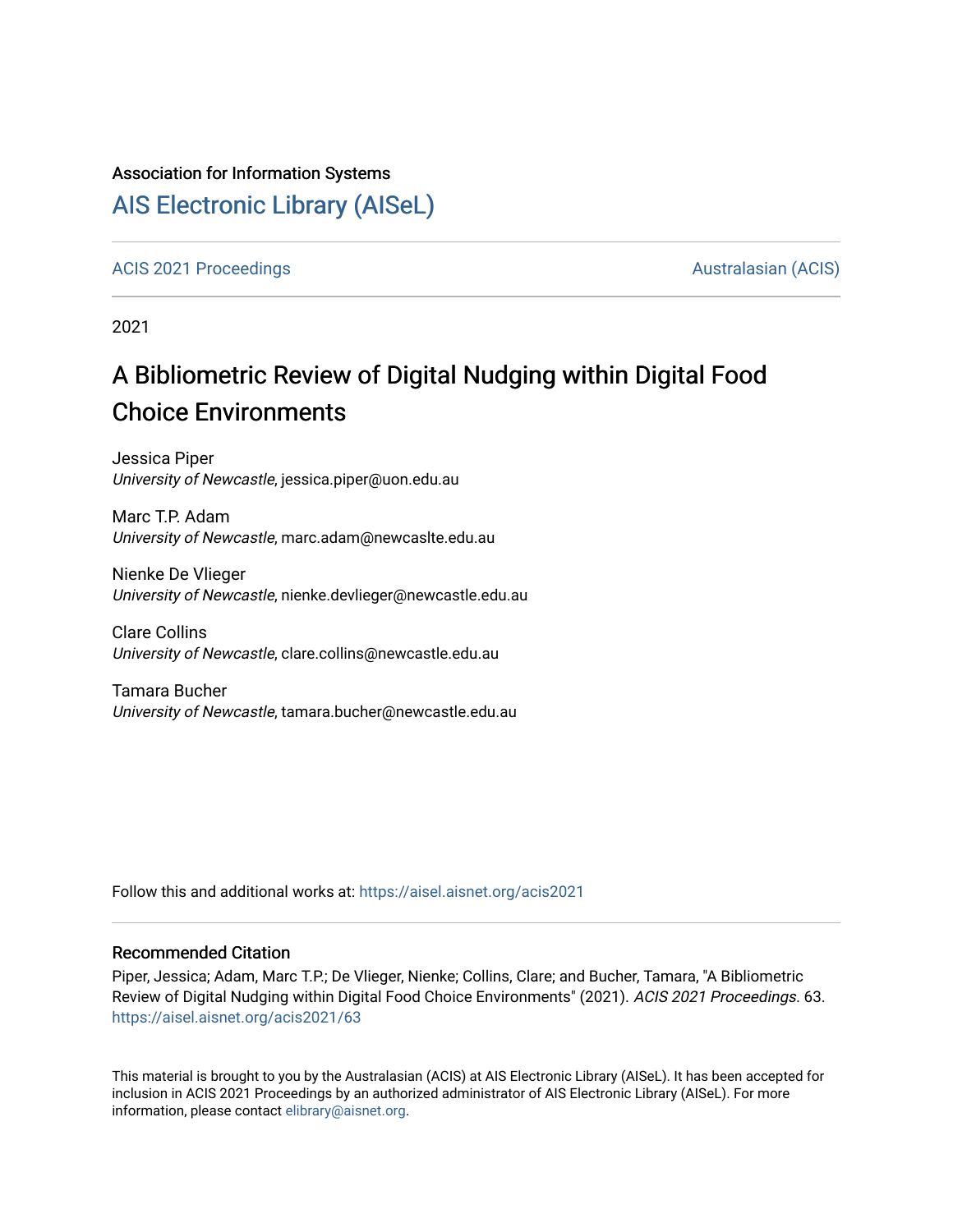Association for Information Systems

# AIS Electronic Library (AISeL)

ACIS 2021 Proceedings | Australasian (ACIS)

2021

# A Bibliometric Review of Digital Nudging within Digital Food Choice Environments

Jessica Piper
*University of Newcastle*, jessica.piper@uon.edu.au

Marc T.P. Adam
*University of Newcastle*, marc.adam@newcaslte.edu.au

Nienke De Vlieger
*University of Newcastle*, nienke.devlieger@newcastle.edu.au

Clare Collins
*University of Newcastle*, clare.collins@newcastle.edu.au

Tamara Bucher
*University of Newcastle*, tamara.bucher@newcastle.edu.au

Follow this and additional works at: https://aisel.aisnet.org/acis2021

## Recommended Citation

Piper, Jessica; Adam, Marc T.P.; De Vlieger, Nienke; Collins, Clare; and Bucher, Tamara, "A Bibliometric Review of Digital Nudging within Digital Food Choice Environments" (2021). *ACIS 2021 Proceedings*. 63.
https://aisel.aisnet.org/acis2021/63

This material is brought to you by the Australasian (ACIS) at AIS Electronic Library (AISeL). It has been accepted for inclusion in ACIS 2021 Proceedings by an authorized administrator of AIS Electronic Library (AISeL). For more information, please contact elibrary@aisnet.org.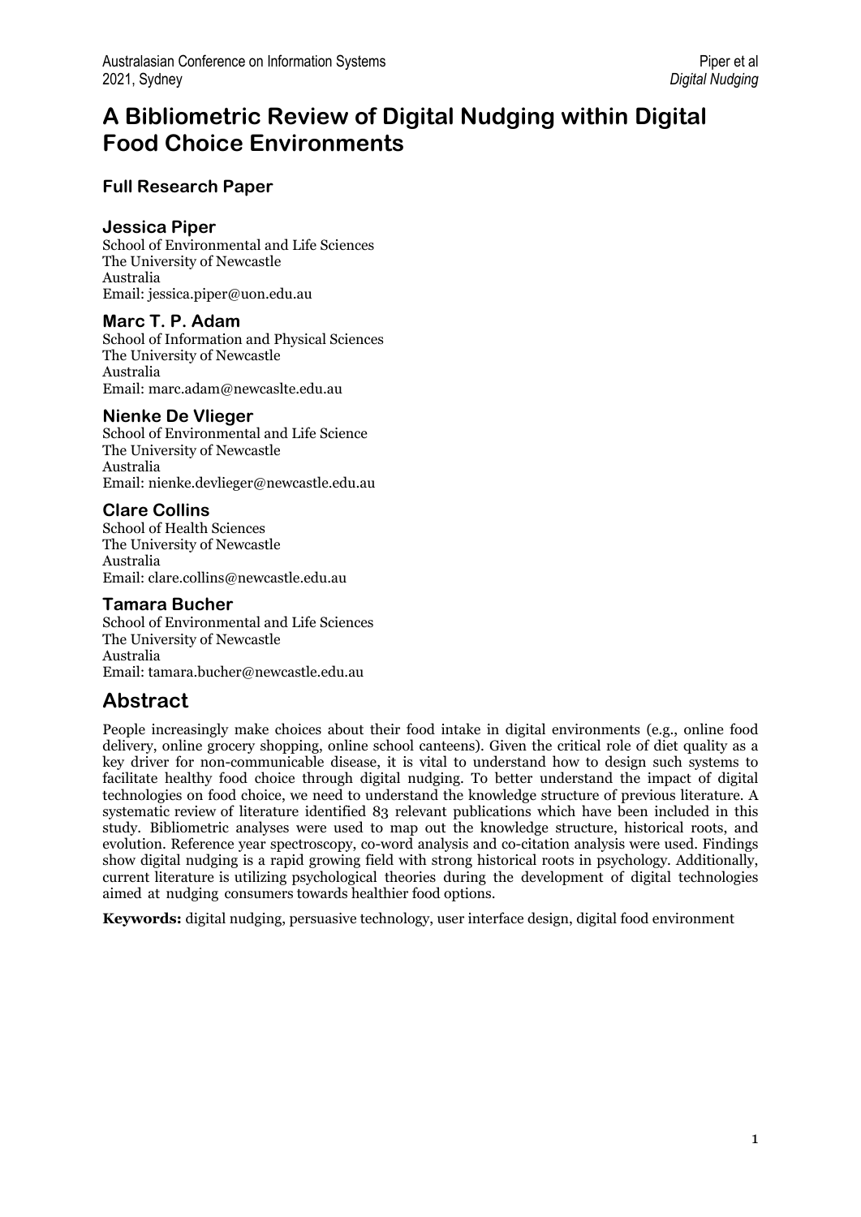# A Bibliometric Review of Digital Nudging within Digital Food Choice Environments

**Full Research Paper**

### Jessica Piper

School of Environmental and Life Sciences
The University of Newcastle
Australia
Email: jessica.piper@uon.edu.au

### Marc T. P. Adam

School of Information and Physical Sciences
The University of Newcastle
Australia
Email: marc.adam@newcaslte.edu.au

### Nienke De Vlieger

School of Environmental and Life Science
The University of Newcastle
Australia
Email: nienke.devlieger@newcastle.edu.au

### Clare Collins

School of Health Sciences
The University of Newcastle
Australia
Email: clare.collins@newcastle.edu.au

### Tamara Bucher

School of Environmental and Life Sciences
The University of Newcastle
Australia
Email: tamara.bucher@newcastle.edu.au

## Abstract

People increasingly make choices about their food intake in digital environments (e.g., online food delivery, online grocery shopping, online school canteens). Given the critical role of diet quality as a key driver for non-communicable disease, it is vital to understand how to design such systems to facilitate healthy food choice through digital nudging. To better understand the impact of digital technologies on food choice, we need to understand the knowledge structure of previous literature. A systematic review of literature identified 83 relevant publications which have been included in this study. Bibliometric analyses were used to map out the knowledge structure, historical roots, and evolution. Reference year spectroscopy, co-word analysis and co-citation analysis were used. Findings show digital nudging is a rapid growing field with strong historical roots in psychology. Additionally, current literature is utilizing psychological theories during the development of digital technologies aimed at nudging consumers towards healthier food options.

**Keywords:** digital nudging, persuasive technology, user interface design, digital food environment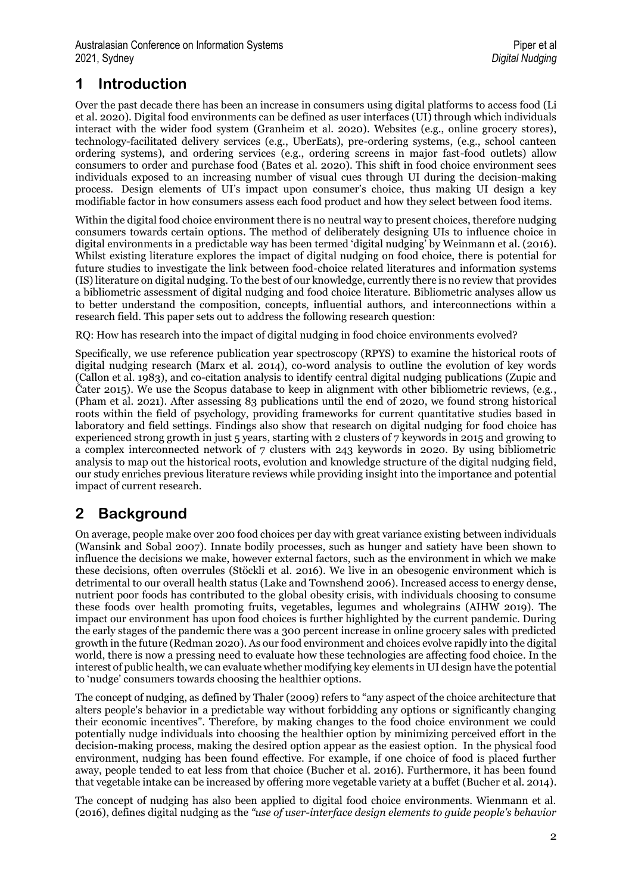# 1 Introduction

Over the past decade there has been an increase in consumers using digital platforms to access food (Li et al. 2020). Digital food environments can be defined as user interfaces (UI) through which individuals interact with the wider food system (Granheim et al. 2020). Websites (e.g., online grocery stores), technology-facilitated delivery services (e.g., UberEats), pre-ordering systems, (e.g., school canteen ordering systems), and ordering services (e.g., ordering screens in major fast-food outlets) allow consumers to order and purchase food (Bates et al. 2020). This shift in food choice environment sees individuals exposed to an increasing number of visual cues through UI during the decision-making process. Design elements of UI's impact upon consumer's choice, thus making UI design a key modifiable factor in how consumers assess each food product and how they select between food items.

Within the digital food choice environment there is no neutral way to present choices, therefore nudging consumers towards certain options. The method of deliberately designing UIs to influence choice in digital environments in a predictable way has been termed 'digital nudging' by Weinmann et al. (2016). Whilst existing literature explores the impact of digital nudging on food choice, there is potential for future studies to investigate the link between food-choice related literatures and information systems (IS) literature on digital nudging. To the best of our knowledge, currently there is no review that provides a bibliometric assessment of digital nudging and food choice literature. Bibliometric analyses allow us to better understand the composition, concepts, influential authors, and interconnections within a research field. This paper sets out to address the following research question:

RQ: How has research into the impact of digital nudging in food choice environments evolved?

Specifically, we use reference publication year spectroscopy (RPYS) to examine the historical roots of digital nudging research (Marx et al. 2014), co-word analysis to outline the evolution of key words (Callon et al. 1983), and co-citation analysis to identify central digital nudging publications (Zupic and Čater 2015). We use the Scopus database to keep in alignment with other bibliometric reviews, (e.g., (Pham et al. 2021). After assessing 83 publications until the end of 2020, we found strong historical roots within the field of psychology, providing frameworks for current quantitative studies based in laboratory and field settings. Findings also show that research on digital nudging for food choice has experienced strong growth in just 5 years, starting with 2 clusters of 7 keywords in 2015 and growing to a complex interconnected network of 7 clusters with 243 keywords in 2020. By using bibliometric analysis to map out the historical roots, evolution and knowledge structure of the digital nudging field, our study enriches previous literature reviews while providing insight into the importance and potential impact of current research.

# 2 Background

On average, people make over 200 food choices per day with great variance existing between individuals (Wansink and Sobal 2007). Innate bodily processes, such as hunger and satiety have been shown to influence the decisions we make, however external factors, such as the environment in which we make these decisions, often overrules (Stöckli et al. 2016). We live in an obesogenic environment which is detrimental to our overall health status (Lake and Townshend 2006). Increased access to energy dense, nutrient poor foods has contributed to the global obesity crisis, with individuals choosing to consume these foods over health promoting fruits, vegetables, legumes and wholegrains (AIHW 2019). The impact our environment has upon food choices is further highlighted by the current pandemic. During the early stages of the pandemic there was a 300 percent increase in online grocery sales with predicted growth in the future (Redman 2020). As our food environment and choices evolve rapidly into the digital world, there is now a pressing need to evaluate how these technologies are affecting food choice. In the interest of public health, we can evaluate whether modifying key elements in UI design have the potential to 'nudge' consumers towards choosing the healthier options.

The concept of nudging, as defined by Thaler (2009) refers to "any aspect of the choice architecture that alters people's behavior in a predictable way without forbidding any options or significantly changing their economic incentives". Therefore, by making changes to the food choice environment we could potentially nudge individuals into choosing the healthier option by minimizing perceived effort in the decision-making process, making the desired option appear as the easiest option. In the physical food environment, nudging has been found effective. For example, if one choice of food is placed further away, people tended to eat less from that choice (Bucher et al. 2016). Furthermore, it has been found that vegetable intake can be increased by offering more vegetable variety at a buffet (Bucher et al. 2014).

The concept of nudging has also been applied to digital food choice environments. Wienmann et al. (2016), defines digital nudging as the *"use of user-interface design elements to guide people's behavior*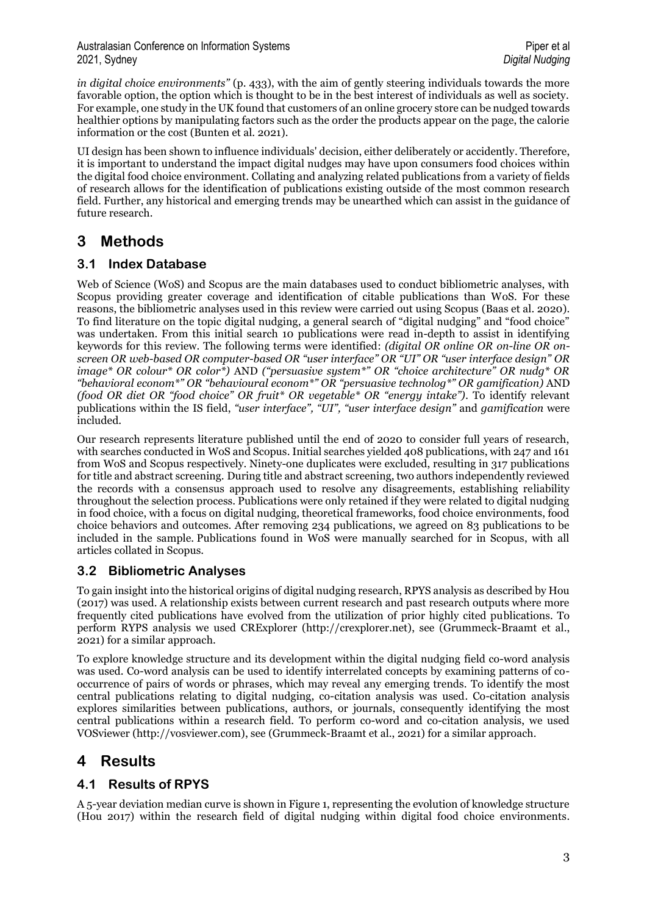*in digital choice environments"* (p. 433), with the aim of gently steering individuals towards the more favorable option, the option which is thought to be in the best interest of individuals as well as society. For example, one study in the UK found that customers of an online grocery store can be nudged towards healthier options by manipulating factors such as the order the products appear on the page, the calorie information or the cost (Bunten et al. 2021).

UI design has been shown to influence individuals' decision, either deliberately or accidently. Therefore, it is important to understand the impact digital nudges may have upon consumers food choices within the digital food choice environment. Collating and analyzing related publications from a variety of fields of research allows for the identification of publications existing outside of the most common research field. Further, any historical and emerging trends may be unearthed which can assist in the guidance of future research.

# 3 Methods

## 3.1 Index Database

Web of Science (WoS) and Scopus are the main databases used to conduct bibliometric analyses, with Scopus providing greater coverage and identification of citable publications than WoS. For these reasons, the bibliometric analyses used in this review were carried out using Scopus (Baas et al. 2020). To find literature on the topic digital nudging, a general search of "digital nudging" and "food choice" was undertaken. From this initial search 10 publications were read in-depth to assist in identifying keywords for this review. The following terms were identified: *(digital OR online OR on-line OR on-screen OR web-based OR computer-based OR "user interface" OR "UI" OR "user interface design" OR image* OR colour* OR color*)* AND *("persuasive system*" OR "choice architecture" OR nudg* OR "behavioral econom*" OR "behavioural econom*" OR "persuasive technolog*" OR gamification)* AND *(food OR diet OR "food choice" OR fruit* OR vegetable* OR "energy intake")*. To identify relevant publications within the IS field, *"user interface", "UI", "user interface design"* and *gamification* were included.

Our research represents literature published until the end of 2020 to consider full years of research, with searches conducted in WoS and Scopus. Initial searches yielded 408 publications, with 247 and 161 from WoS and Scopus respectively. Ninety-one duplicates were excluded, resulting in 317 publications for title and abstract screening. During title and abstract screening, two authors independently reviewed the records with a consensus approach used to resolve any disagreements, establishing reliability throughout the selection process. Publications were only retained if they were related to digital nudging in food choice, with a focus on digital nudging, theoretical frameworks, food choice environments, food choice behaviors and outcomes. After removing 234 publications, we agreed on 83 publications to be included in the sample. Publications found in WoS were manually searched for in Scopus, with all articles collated in Scopus.

## 3.2 Bibliometric Analyses

To gain insight into the historical origins of digital nudging research, RPYS analysis as described by Hou (2017) was used. A relationship exists between current research and past research outputs where more frequently cited publications have evolved from the utilization of prior highly cited publications. To perform RYPS analysis we used CRExplorer (http://crexplorer.net), see (Grummeck-Braamt et al., 2021) for a similar approach.

To explore knowledge structure and its development within the digital nudging field co-word analysis was used. Co-word analysis can be used to identify interrelated concepts by examining patterns of co-occurrence of pairs of words or phrases, which may reveal any emerging trends. To identify the most central publications relating to digital nudging, co-citation analysis was used. Co-citation analysis explores similarities between publications, authors, or journals, consequently identifying the most central publications within a research field. To perform co-word and co-citation analysis, we used VOSviewer (http://vosviewer.com), see (Grummeck-Braamt et al., 2021) for a similar approach.

# 4 Results

## 4.1 Results of RPYS

A 5-year deviation median curve is shown in Figure 1, representing the evolution of knowledge structure (Hou 2017) within the research field of digital nudging within digital food choice environments.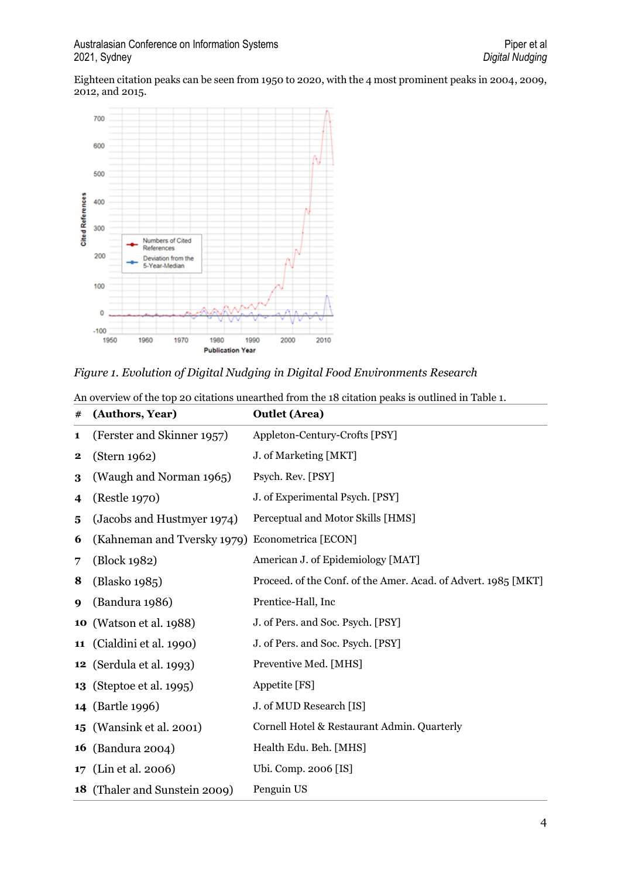Eighteen citation peaks can be seen from 1950 to 2020, with the 4 most prominent peaks in 2004, 2009, 2012, and 2015.

*Figure 1. Evolution of Digital Nudging in Digital Food Environments Research*

An overview of the top 20 citations unearthed from the 18 citation peaks is outlined in Table 1.

| # | (Authors, Year) | Outlet (Area) |
|---|---|---|
| **1** | (Ferster and Skinner 1957) | Appleton-Century-Crofts [PSY] |
| **2** | (Stern 1962) | J. of Marketing [MKT] |
| **3** | (Waugh and Norman 1965) | Psych. Rev. [PSY] |
| **4** | (Restle 1970) | J. of Experimental Psych. [PSY] |
| **5** | (Jacobs and Hustmyer 1974) | Perceptual and Motor Skills [HMS] |
| **6** | (Kahneman and Tversky 1979) | Econometrica [ECON] |
| **7** | (Block 1982) | American J. of Epidemiology [MAT] |
| **8** | (Blasko 1985) | Proceed. of the Conf. of the Amer. Acad. of Advert. 1985 [MKT] |
| **9** | (Bandura 1986) | Prentice-Hall, Inc |
| **10** | (Watson et al. 1988) | J. of Pers. and Soc. Psych. [PSY] |
| **11** | (Cialdini et al. 1990) | J. of Pers. and Soc. Psych. [PSY] |
| **12** | (Serdula et al. 1993) | Preventive Med. [MHS] |
| **13** | (Steptoe et al. 1995) | Appetite [FS] |
| **14** | (Bartle 1996) | J. of MUD Research [IS] |
| **15** | (Wansink et al. 2001) | Cornell Hotel & Restaurant Admin. Quarterly |
| **16** | (Bandura 2004) | Health Edu. Beh. [MHS] |
| **17** | (Lin et al. 2006) | Ubi. Comp. 2006 [IS] |
| **18** | (Thaler and Sunstein 2009) | Penguin US |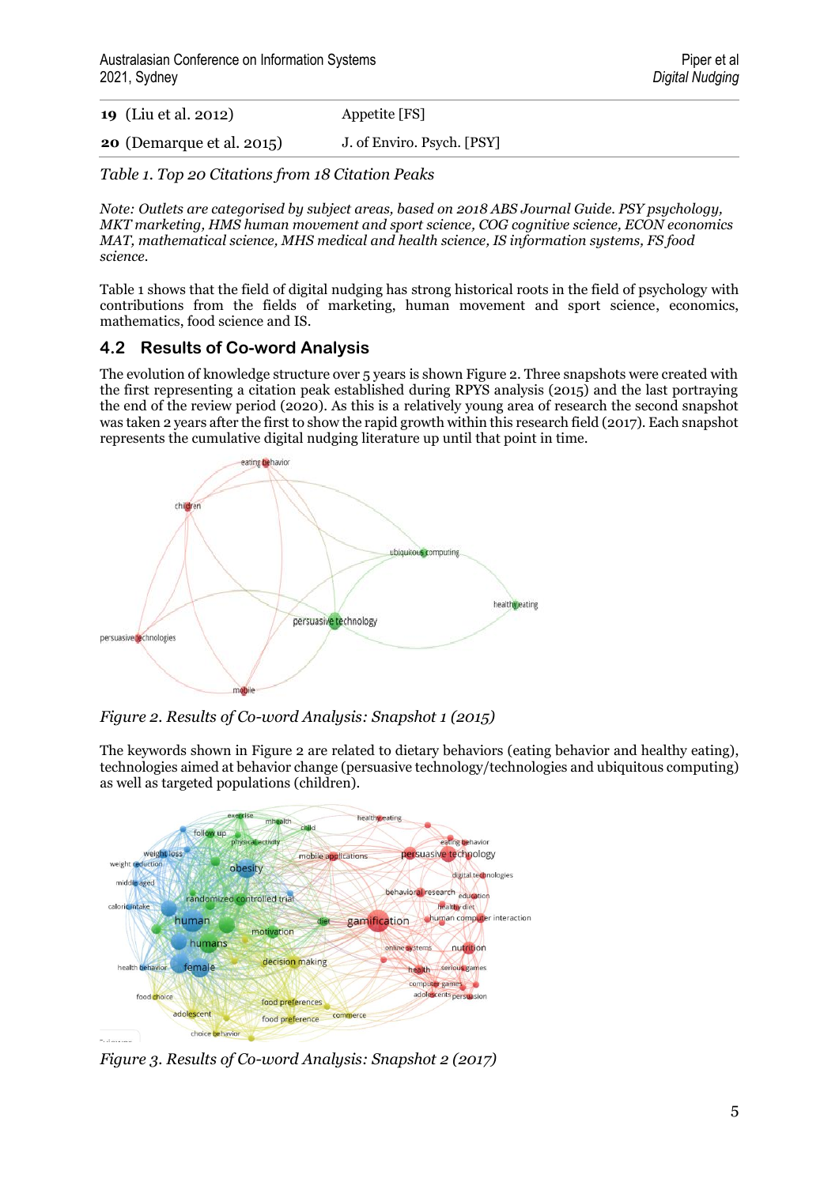| | |
|---|---|
| **19** (Liu et al. 2012) | Appetite [FS] |
| **20** (Demarque et al. 2015) | J. of Enviro. Psych. [PSY] |

*Table 1. Top 20 Citations from 18 Citation Peaks*

*Note: Outlets are categorised by subject areas, based on 2018 ABS Journal Guide. PSY psychology, MKT marketing, HMS human movement and sport science, COG cognitive science, ECON economics MAT, mathematical science, MHS medical and health science, IS information systems, FS food science.*

Table 1 shows that the field of digital nudging has strong historical roots in the field of psychology with contributions from the fields of marketing, human movement and sport science, economics, mathematics, food science and IS.

## 4.2 Results of Co-word Analysis

The evolution of knowledge structure over 5 years is shown Figure 2. Three snapshots were created with the first representing a citation peak established during RPYS analysis (2015) and the last portraying the end of the review period (2020). As this is a relatively young area of research the second snapshot was taken 2 years after the first to show the rapid growth within this research field (2017). Each snapshot represents the cumulative digital nudging literature up until that point in time.

*Figure 2. Results of Co-word Analysis: Snapshot 1 (2015)*

The keywords shown in Figure 2 are related to dietary behaviors (eating behavior and healthy eating), technologies aimed at behavior change (persuasive technology/technologies and ubiquitous computing) as well as targeted populations (children).

*Figure 3. Results of Co-word Analysis: Snapshot 2 (2017)*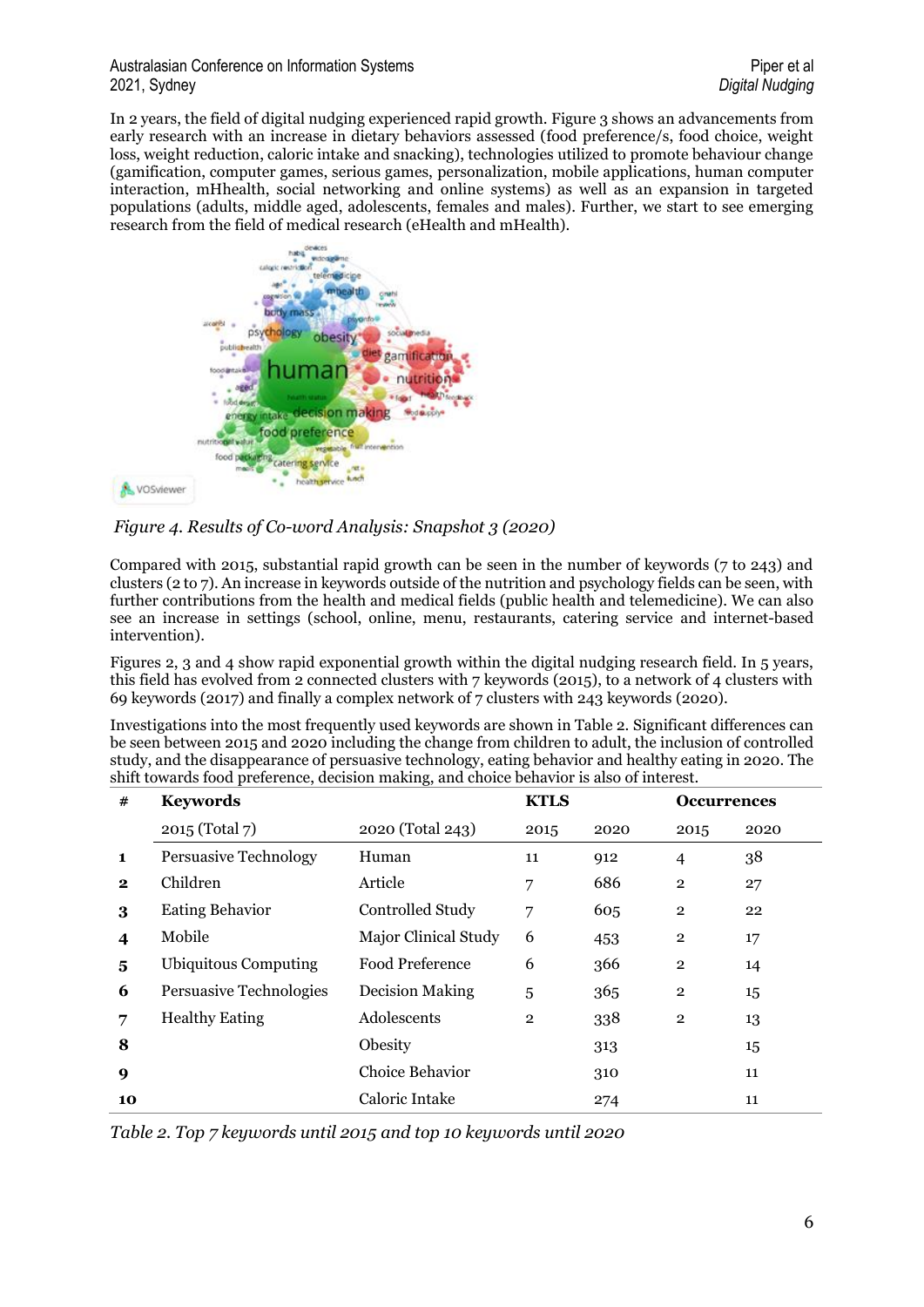In 2 years, the field of digital nudging experienced rapid growth. Figure 3 shows an advancements from early research with an increase in dietary behaviors assessed (food preference/s, food choice, weight loss, weight reduction, caloric intake and snacking), technologies utilized to promote behaviour change (gamification, computer games, serious games, personalization, mobile applications, human computer interaction, mHhealth, social networking and online systems) as well as an expansion in targeted populations (adults, middle aged, adolescents, females and males). Further, we start to see emerging research from the field of medical research (eHealth and mHealth).

*Figure 4. Results of Co-word Analysis: Snapshot 3 (2020)*

Compared with 2015, substantial rapid growth can be seen in the number of keywords (7 to 243) and clusters (2 to 7). An increase in keywords outside of the nutrition and psychology fields can be seen, with further contributions from the health and medical fields (public health and telemedicine). We can also see an increase in settings (school, online, menu, restaurants, catering service and internet-based intervention).

Figures 2, 3 and 4 show rapid exponential growth within the digital nudging research field. In 5 years, this field has evolved from 2 connected clusters with 7 keywords (2015), to a network of 4 clusters with 69 keywords (2017) and finally a complex network of 7 clusters with 243 keywords (2020).

Investigations into the most frequently used keywords are shown in Table 2. Significant differences can be seen between 2015 and 2020 including the change from children to adult, the inclusion of controlled study, and the disappearance of persuasive technology, eating behavior and healthy eating in 2020. The shift towards food preference, decision making, and choice behavior is also of interest.

| # | **Keywords** | | **KTLS** | | **Occurrences** | |
|---|---|---|---|---|---|---|
| | 2015 (Total 7) | 2020 (Total 243) | 2015 | 2020 | 2015 | 2020 |
| **1** | Persuasive Technology | Human | 11 | 912 | 4 | 38 |
| **2** | Children | Article | 7 | 686 | 2 | 27 |
| **3** | Eating Behavior | Controlled Study | 7 | 605 | 2 | 22 |
| **4** | Mobile | Major Clinical Study | 6 | 453 | 2 | 17 |
| **5** | Ubiquitous Computing | Food Preference | 6 | 366 | 2 | 14 |
| **6** | Persuasive Technologies | Decision Making | 5 | 365 | 2 | 15 |
| **7** | Healthy Eating | Adolescents | 2 | 338 | 2 | 13 |
| **8** | | Obesity | | 313 | | 15 |
| **9** | | Choice Behavior | | 310 | | 11 |
| **10** | | Caloric Intake | | 274 | | 11 |

*Table 2. Top 7 keywords until 2015 and top 10 keywords until 2020*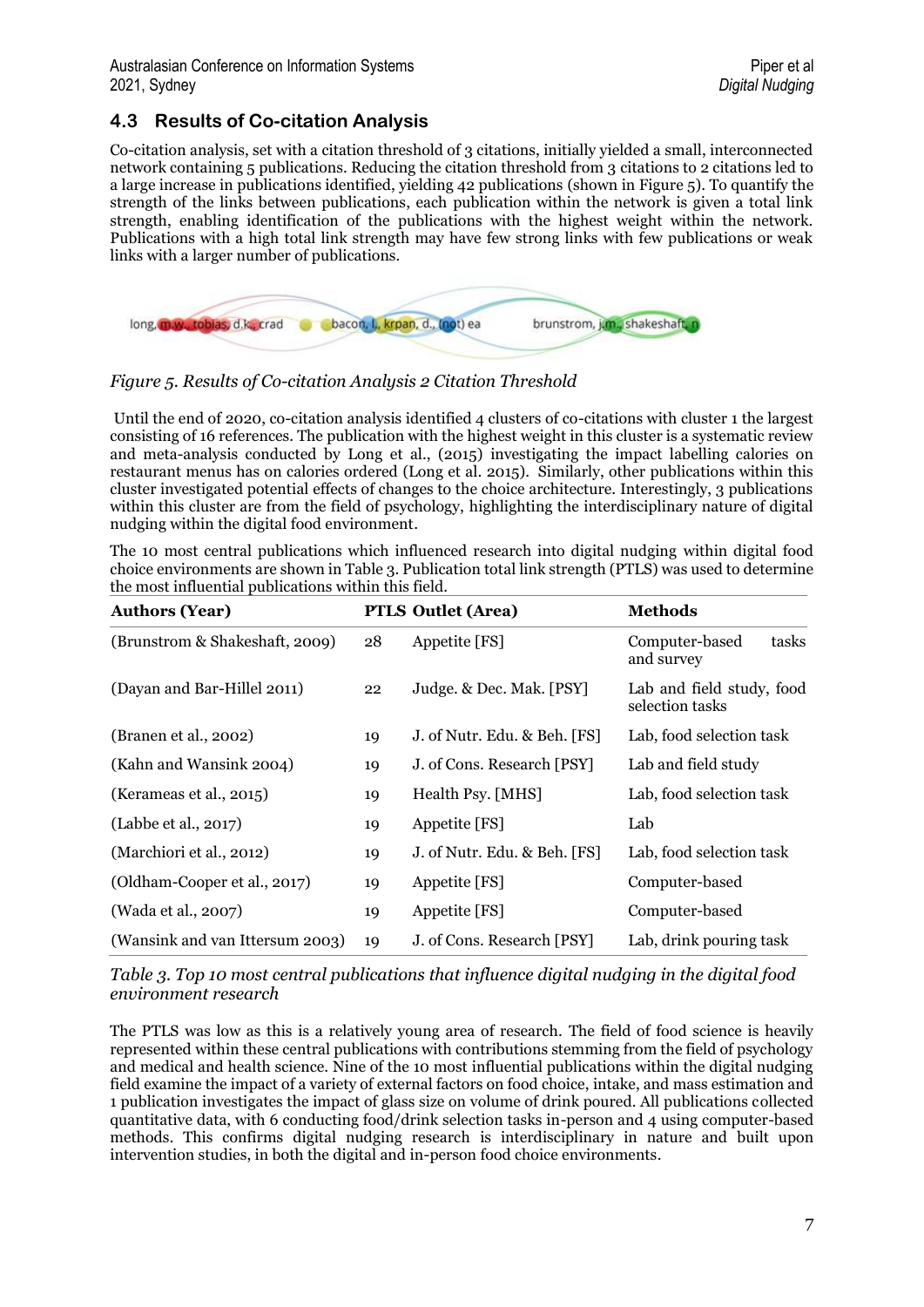### 4.3 Results of Co-citation Analysis

Co-citation analysis, set with a citation threshold of 3 citations, initially yielded a small, interconnected network containing 5 publications. Reducing the citation threshold from 3 citations to 2 citations led to a large increase in publications identified, yielding 42 publications (shown in Figure 5). To quantify the strength of the links between publications, each publication within the network is given a total link strength, enabling identification of the publications with the highest weight within the network. Publications with a high total link strength may have few strong links with few publications or weak links with a larger number of publications.

*Figure 5. Results of Co-citation Analysis 2 Citation Threshold*

Until the end of 2020, co-citation analysis identified 4 clusters of co-citations with cluster 1 the largest consisting of 16 references. The publication with the highest weight in this cluster is a systematic review and meta-analysis conducted by Long et al., (2015) investigating the impact labelling calories on restaurant menus has on calories ordered (Long et al. 2015). Similarly, other publications within this cluster investigated potential effects of changes to the choice architecture. Interestingly, 3 publications within this cluster are from the field of psychology, highlighting the interdisciplinary nature of digital nudging within the digital food environment.

The 10 most central publications which influenced research into digital nudging within digital food choice environments are shown in Table 3. Publication total link strength (PTLS) was used to determine the most influential publications within this field.

| Authors (Year) | PTLS | Outlet (Area) | Methods |
|---|---|---|---|
| (Brunstrom & Shakeshaft, 2009) | 28 | Appetite [FS] | Computer-based tasks and survey |
| (Dayan and Bar-Hillel 2011) | 22 | Judge. & Dec. Mak. [PSY] | Lab and field study, food selection tasks |
| (Branen et al., 2002) | 19 | J. of Nutr. Edu. & Beh. [FS] | Lab, food selection task |
| (Kahn and Wansink 2004) | 19 | J. of Cons. Research [PSY] | Lab and field study |
| (Kerameas et al., 2015) | 19 | Health Psy. [MHS] | Lab, food selection task |
| (Labbe et al., 2017) | 19 | Appetite [FS] | Lab |
| (Marchiori et al., 2012) | 19 | J. of Nutr. Edu. & Beh. [FS] | Lab, food selection task |
| (Oldham-Cooper et al., 2017) | 19 | Appetite [FS] | Computer-based |
| (Wada et al., 2007) | 19 | Appetite [FS] | Computer-based |
| (Wansink and van Ittersum 2003) | 19 | J. of Cons. Research [PSY] | Lab, drink pouring task |

*Table 3. Top 10 most central publications that influence digital nudging in the digital food environment research*

The PTLS was low as this is a relatively young area of research. The field of food science is heavily represented within these central publications with contributions stemming from the field of psychology and medical and health science. Nine of the 10 most influential publications within the digital nudging field examine the impact of a variety of external factors on food choice, intake, and mass estimation and 1 publication investigates the impact of glass size on volume of drink poured. All publications collected quantitative data, with 6 conducting food/drink selection tasks in-person and 4 using computer-based methods. This confirms digital nudging research is interdisciplinary in nature and built upon intervention studies, in both the digital and in-person food choice environments.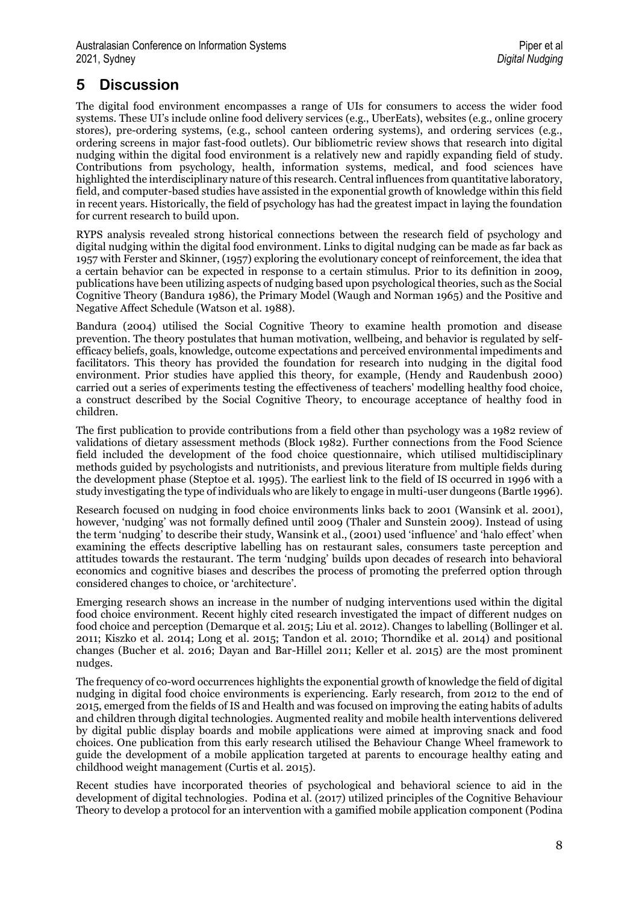# 5 Discussion

The digital food environment encompasses a range of UIs for consumers to access the wider food systems. These UI's include online food delivery services (e.g., UberEats), websites (e.g., online grocery stores), pre-ordering systems, (e.g., school canteen ordering systems), and ordering services (e.g., ordering screens in major fast-food outlets). Our bibliometric review shows that research into digital nudging within the digital food environment is a relatively new and rapidly expanding field of study. Contributions from psychology, health, information systems, medical, and food sciences have highlighted the interdisciplinary nature of this research. Central influences from quantitative laboratory, field, and computer-based studies have assisted in the exponential growth of knowledge within this field in recent years. Historically, the field of psychology has had the greatest impact in laying the foundation for current research to build upon.

RYPS analysis revealed strong historical connections between the research field of psychology and digital nudging within the digital food environment. Links to digital nudging can be made as far back as 1957 with Ferster and Skinner, (1957) exploring the evolutionary concept of reinforcement, the idea that a certain behavior can be expected in response to a certain stimulus. Prior to its definition in 2009, publications have been utilizing aspects of nudging based upon psychological theories, such as the Social Cognitive Theory (Bandura 1986), the Primary Model (Waugh and Norman 1965) and the Positive and Negative Affect Schedule (Watson et al. 1988).

Bandura (2004) utilised the Social Cognitive Theory to examine health promotion and disease prevention. The theory postulates that human motivation, wellbeing, and behavior is regulated by self-efficacy beliefs, goals, knowledge, outcome expectations and perceived environmental impediments and facilitators. This theory has provided the foundation for research into nudging in the digital food environment. Prior studies have applied this theory, for example, (Hendy and Raudenbush 2000) carried out a series of experiments testing the effectiveness of teachers' modelling healthy food choice, a construct described by the Social Cognitive Theory, to encourage acceptance of healthy food in children.

The first publication to provide contributions from a field other than psychology was a 1982 review of validations of dietary assessment methods (Block 1982). Further connections from the Food Science field included the development of the food choice questionnaire, which utilised multidisciplinary methods guided by psychologists and nutritionists, and previous literature from multiple fields during the development phase (Steptoe et al. 1995). The earliest link to the field of IS occurred in 1996 with a study investigating the type of individuals who are likely to engage in multi-user dungeons (Bartle 1996).

Research focused on nudging in food choice environments links back to 2001 (Wansink et al. 2001), however, 'nudging' was not formally defined until 2009 (Thaler and Sunstein 2009). Instead of using the term 'nudging' to describe their study, Wansink et al., (2001) used 'influence' and 'halo effect' when examining the effects descriptive labelling has on restaurant sales, consumers taste perception and attitudes towards the restaurant. The term 'nudging' builds upon decades of research into behavioral economics and cognitive biases and describes the process of promoting the preferred option through considered changes to choice, or 'architecture'.

Emerging research shows an increase in the number of nudging interventions used within the digital food choice environment. Recent highly cited research investigated the impact of different nudges on food choice and perception (Demarque et al. 2015; Liu et al. 2012). Changes to labelling (Bollinger et al. 2011; Kiszko et al. 2014; Long et al. 2015; Tandon et al. 2010; Thorndike et al. 2014) and positional changes (Bucher et al. 2016; Dayan and Bar-Hillel 2011; Keller et al. 2015) are the most prominent nudges.

The frequency of co-word occurrences highlights the exponential growth of knowledge the field of digital nudging in digital food choice environments is experiencing. Early research, from 2012 to the end of 2015, emerged from the fields of IS and Health and was focused on improving the eating habits of adults and children through digital technologies. Augmented reality and mobile health interventions delivered by digital public display boards and mobile applications were aimed at improving snack and food choices. One publication from this early research utilised the Behaviour Change Wheel framework to guide the development of a mobile application targeted at parents to encourage healthy eating and childhood weight management (Curtis et al. 2015).

Recent studies have incorporated theories of psychological and behavioral science to aid in the development of digital technologies. Podina et al. (2017) utilized principles of the Cognitive Behaviour Theory to develop a protocol for an intervention with a gamified mobile application component (Podina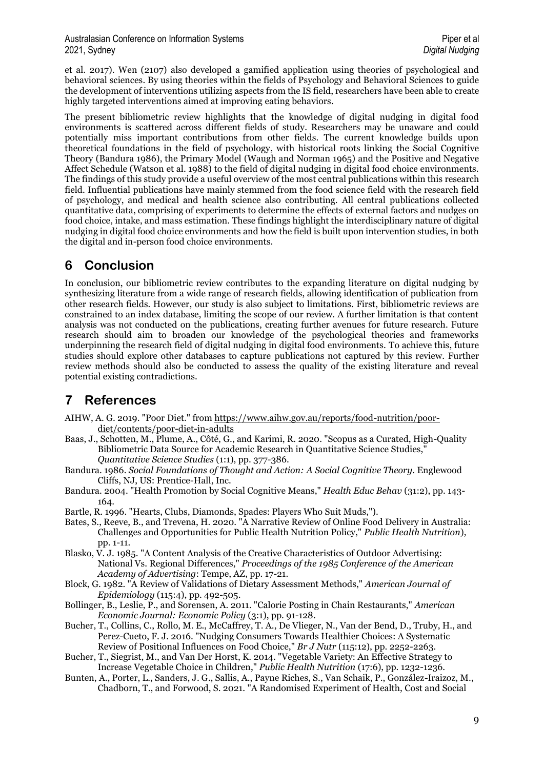et al. 2017). Wen (2107) also developed a gamified application using theories of psychological and behavioral sciences. By using theories within the fields of Psychology and Behavioral Sciences to guide the development of interventions utilizing aspects from the IS field, researchers have been able to create highly targeted interventions aimed at improving eating behaviors.

The present bibliometric review highlights that the knowledge of digital nudging in digital food environments is scattered across different fields of study. Researchers may be unaware and could potentially miss important contributions from other fields. The current knowledge builds upon theoretical foundations in the field of psychology, with historical roots linking the Social Cognitive Theory (Bandura 1986), the Primary Model (Waugh and Norman 1965) and the Positive and Negative Affect Schedule (Watson et al. 1988) to the field of digital nudging in digital food choice environments. The findings of this study provide a useful overview of the most central publications within this research field. Influential publications have mainly stemmed from the food science field with the research field of psychology, and medical and health science also contributing. All central publications collected quantitative data, comprising of experiments to determine the effects of external factors and nudges on food choice, intake, and mass estimation. These findings highlight the interdisciplinary nature of digital nudging in digital food choice environments and how the field is built upon intervention studies, in both the digital and in-person food choice environments.

# 6 Conclusion

In conclusion, our bibliometric review contributes to the expanding literature on digital nudging by synthesizing literature from a wide range of research fields, allowing identification of publication from other research fields. However, our study is also subject to limitations. First, bibliometric reviews are constrained to an index database, limiting the scope of our review. A further limitation is that content analysis was not conducted on the publications, creating further avenues for future research. Future research should aim to broaden our knowledge of the psychological theories and frameworks underpinning the research field of digital nudging in digital food environments. To achieve this, future studies should explore other databases to capture publications not captured by this review. Further review methods should also be conducted to assess the quality of the existing literature and reveal potential existing contradictions.

# 7 References

AIHW, A. G. 2019. "Poor Diet." from https://www.aihw.gov.au/reports/food-nutrition/poor-diet/contents/poor-diet-in-adults

Baas, J., Schotten, M., Plume, A., Côté, G., and Karimi, R. 2020. "Scopus as a Curated, High-Quality Bibliometric Data Source for Academic Research in Quantitative Science Studies," *Quantitative Science Studies* (1:1), pp. 377-386.

Bandura. 1986. *Social Foundations of Thought and Action: A Social Cognitive Theory*. Englewood Cliffs, NJ, US: Prentice-Hall, Inc.

Bandura. 2004. "Health Promotion by Social Cognitive Means," *Health Educ Behav* (31:2), pp. 143-164.

Bartle, R. 1996. "Hearts, Clubs, Diamonds, Spades: Players Who Suit Muds,").

Bates, S., Reeve, B., and Trevena, H. 2020. "A Narrative Review of Online Food Delivery in Australia: Challenges and Opportunities for Public Health Nutrition Policy," *Public Health Nutrition*), pp. 1-11.

Blasko, V. J. 1985. "A Content Analysis of the Creative Characteristics of Outdoor Advertising: National Vs. Regional Differences," *Proceedings of the 1985 Conference of the American Academy of Advertising*: Tempe, AZ, pp. 17-21.

Block, G. 1982. "A Review of Validations of Dietary Assessment Methods," *American Journal of Epidemiology* (115:4), pp. 492-505.

Bollinger, B., Leslie, P., and Sorensen, A. 2011. "Calorie Posting in Chain Restaurants," *American Economic Journal: Economic Policy* (3:1), pp. 91-128.

Bucher, T., Collins, C., Rollo, M. E., McCaffrey, T. A., De Vlieger, N., Van der Bend, D., Truby, H., and Perez-Cueto, F. J. 2016. "Nudging Consumers Towards Healthier Choices: A Systematic Review of Positional Influences on Food Choice," *Br J Nutr* (115:12), pp. 2252-2263.

Bucher, T., Siegrist, M., and Van Der Horst, K. 2014. "Vegetable Variety: An Effective Strategy to Increase Vegetable Choice in Children," *Public Health Nutrition* (17:6), pp. 1232-1236.

Bunten, A., Porter, L., Sanders, J. G., Sallis, A., Payne Riches, S., Van Schaik, P., González-Iraizoz, M., Chadborn, T., and Forwood, S. 2021. "A Randomised Experiment of Health, Cost and Social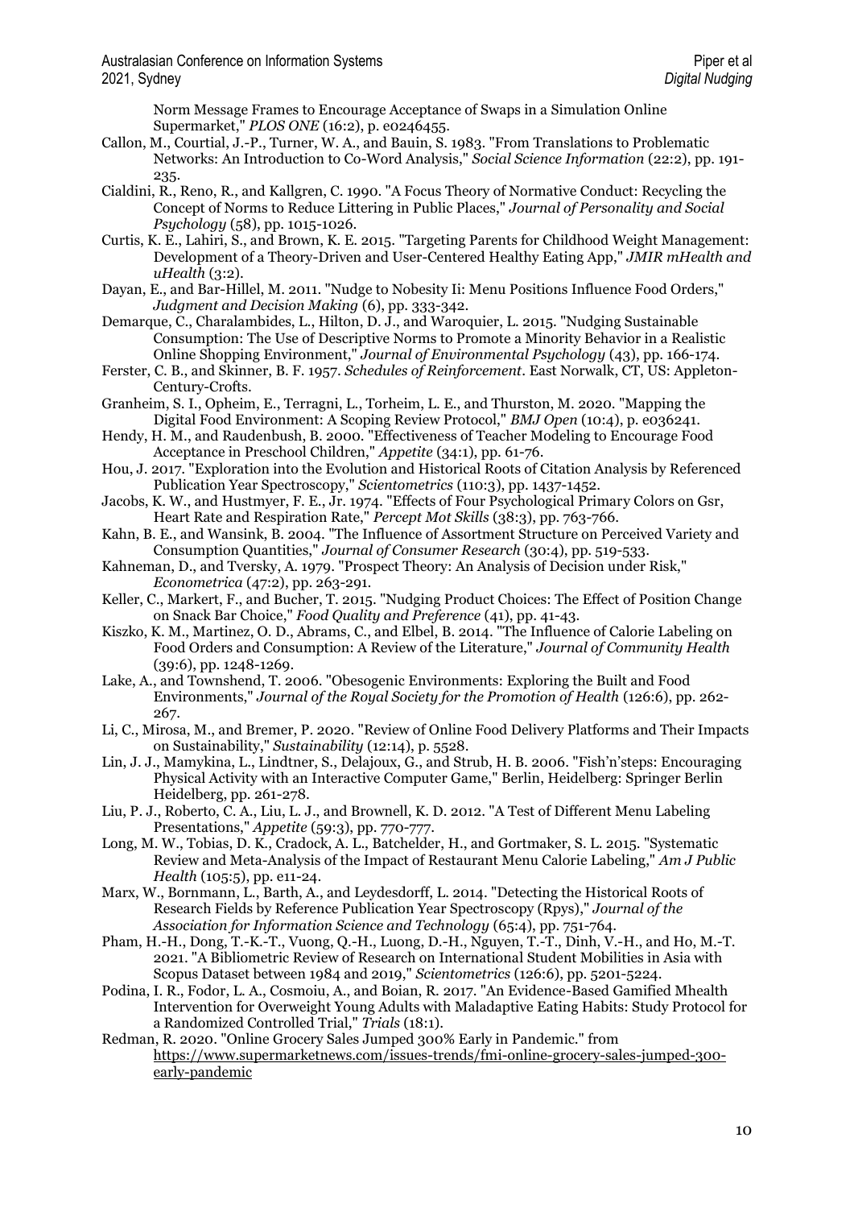Norm Message Frames to Encourage Acceptance of Swaps in a Simulation Online Supermarket," *PLOS ONE* (16:2), p. e0246455.

Callon, M., Courtial, J.-P., Turner, W. A., and Bauin, S. 1983. "From Translations to Problematic Networks: An Introduction to Co-Word Analysis," *Social Science Information* (22:2), pp. 191-235.

Cialdini, R., Reno, R., and Kallgren, C. 1990. "A Focus Theory of Normative Conduct: Recycling the Concept of Norms to Reduce Littering in Public Places," *Journal of Personality and Social Psychology* (58), pp. 1015-1026.

Curtis, K. E., Lahiri, S., and Brown, K. E. 2015. "Targeting Parents for Childhood Weight Management: Development of a Theory-Driven and User-Centered Healthy Eating App," *JMIR mHealth and uHealth* (3:2).

Dayan, E., and Bar-Hillel, M. 2011. "Nudge to Nobesity Ii: Menu Positions Influence Food Orders," *Judgment and Decision Making* (6), pp. 333-342.

Demarque, C., Charalambides, L., Hilton, D. J., and Waroquier, L. 2015. "Nudging Sustainable Consumption: The Use of Descriptive Norms to Promote a Minority Behavior in a Realistic Online Shopping Environment," *Journal of Environmental Psychology* (43), pp. 166-174.

Ferster, C. B., and Skinner, B. F. 1957. *Schedules of Reinforcement*. East Norwalk, CT, US: Appleton-Century-Crofts.

Granheim, S. I., Opheim, E., Terragni, L., Torheim, L. E., and Thurston, M. 2020. "Mapping the Digital Food Environment: A Scoping Review Protocol," *BMJ Open* (10:4), p. e036241.

Hendy, H. M., and Raudenbush, B. 2000. "Effectiveness of Teacher Modeling to Encourage Food Acceptance in Preschool Children," *Appetite* (34:1), pp. 61-76.

Hou, J. 2017. "Exploration into the Evolution and Historical Roots of Citation Analysis by Referenced Publication Year Spectroscopy," *Scientometrics* (110:3), pp. 1437-1452.

Jacobs, K. W., and Hustmyer, F. E., Jr. 1974. "Effects of Four Psychological Primary Colors on Gsr, Heart Rate and Respiration Rate," *Percept Mot Skills* (38:3), pp. 763-766.

Kahn, B. E., and Wansink, B. 2004. "The Influence of Assortment Structure on Perceived Variety and Consumption Quantities," *Journal of Consumer Research* (30:4), pp. 519-533.

Kahneman, D., and Tversky, A. 1979. "Prospect Theory: An Analysis of Decision under Risk," *Econometrica* (47:2), pp. 263-291.

Keller, C., Markert, F., and Bucher, T. 2015. "Nudging Product Choices: The Effect of Position Change on Snack Bar Choice," *Food Quality and Preference* (41), pp. 41-43.

Kiszko, K. M., Martinez, O. D., Abrams, C., and Elbel, B. 2014. "The Influence of Calorie Labeling on Food Orders and Consumption: A Review of the Literature," *Journal of Community Health* (39:6), pp. 1248-1269.

Lake, A., and Townshend, T. 2006. "Obesogenic Environments: Exploring the Built and Food Environments," *Journal of the Royal Society for the Promotion of Health* (126:6), pp. 262-267.

Li, C., Mirosa, M., and Bremer, P. 2020. "Review of Online Food Delivery Platforms and Their Impacts on Sustainability," *Sustainability* (12:14), p. 5528.

Lin, J. J., Mamykina, L., Lindtner, S., Delajoux, G., and Strub, H. B. 2006. "Fish'n'steps: Encouraging Physical Activity with an Interactive Computer Game," Berlin, Heidelberg: Springer Berlin Heidelberg, pp. 261-278.

Liu, P. J., Roberto, C. A., Liu, L. J., and Brownell, K. D. 2012. "A Test of Different Menu Labeling Presentations," *Appetite* (59:3), pp. 770-777.

Long, M. W., Tobias, D. K., Cradock, A. L., Batchelder, H., and Gortmaker, S. L. 2015. "Systematic Review and Meta-Analysis of the Impact of Restaurant Menu Calorie Labeling," *Am J Public Health* (105:5), pp. e11-24.

Marx, W., Bornmann, L., Barth, A., and Leydesdorff, L. 2014. "Detecting the Historical Roots of Research Fields by Reference Publication Year Spectroscopy (Rpys)," *Journal of the Association for Information Science and Technology* (65:4), pp. 751-764.

Pham, H.-H., Dong, T.-K.-T., Vuong, Q.-H., Luong, D.-H., Nguyen, T.-T., Dinh, V.-H., and Ho, M.-T. 2021. "A Bibliometric Review of Research on International Student Mobilities in Asia with Scopus Dataset between 1984 and 2019," *Scientometrics* (126:6), pp. 5201-5224.

Podina, I. R., Fodor, L. A., Cosmoiu, A., and Boian, R. 2017. "An Evidence-Based Gamified Mhealth Intervention for Overweight Young Adults with Maladaptive Eating Habits: Study Protocol for a Randomized Controlled Trial," *Trials* (18:1).

Redman, R. 2020. "Online Grocery Sales Jumped 300% Early in Pandemic." from https://www.supermarketnews.com/issues-trends/fmi-online-grocery-sales-jumped-300-early-pandemic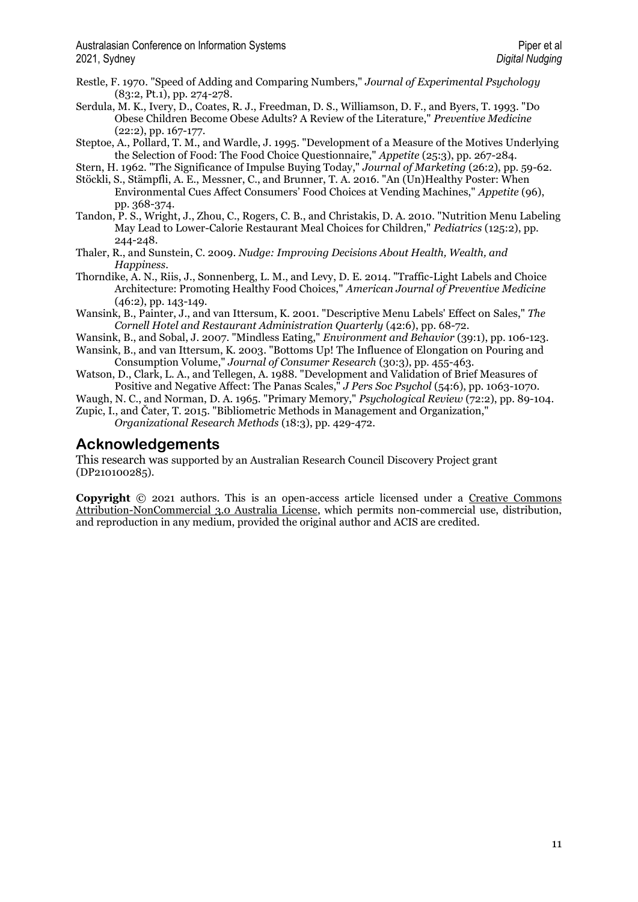Restle, F. 1970. "Speed of Adding and Comparing Numbers," *Journal of Experimental Psychology* (83:2, Pt.1), pp. 274-278.

Serdula, M. K., Ivery, D., Coates, R. J., Freedman, D. S., Williamson, D. F., and Byers, T. 1993. "Do Obese Children Become Obese Adults? A Review of the Literature," *Preventive Medicine* (22:2), pp. 167-177.

Steptoe, A., Pollard, T. M., and Wardle, J. 1995. "Development of a Measure of the Motives Underlying the Selection of Food: The Food Choice Questionnaire," *Appetite* (25:3), pp. 267-284.

Stern, H. 1962. "The Significance of Impulse Buying Today," *Journal of Marketing* (26:2), pp. 59-62.

Stöckli, S., Stämpfli, A. E., Messner, C., and Brunner, T. A. 2016. "An (Un)Healthy Poster: When Environmental Cues Affect Consumers' Food Choices at Vending Machines," *Appetite* (96), pp. 368-374.

Tandon, P. S., Wright, J., Zhou, C., Rogers, C. B., and Christakis, D. A. 2010. "Nutrition Menu Labeling May Lead to Lower-Calorie Restaurant Meal Choices for Children," *Pediatrics* (125:2), pp. 244-248.

Thaler, R., and Sunstein, C. 2009. *Nudge: Improving Decisions About Health, Wealth, and Happiness*.

Thorndike, A. N., Riis, J., Sonnenberg, L. M., and Levy, D. E. 2014. "Traffic-Light Labels and Choice Architecture: Promoting Healthy Food Choices," *American Journal of Preventive Medicine* (46:2), pp. 143-149.

Wansink, B., Painter, J., and van Ittersum, K. 2001. "Descriptive Menu Labels' Effect on Sales," *The Cornell Hotel and Restaurant Administration Quarterly* (42:6), pp. 68-72.

Wansink, B., and Sobal, J. 2007. "Mindless Eating," *Environment and Behavior* (39:1), pp. 106-123.

Wansink, B., and van Ittersum, K. 2003. "Bottoms Up! The Influence of Elongation on Pouring and Consumption Volume," *Journal of Consumer Research* (30:3), pp. 455-463.

Watson, D., Clark, L. A., and Tellegen, A. 1988. "Development and Validation of Brief Measures of Positive and Negative Affect: The Panas Scales," *J Pers Soc Psychol* (54:6), pp. 1063-1070.

Waugh, N. C., and Norman, D. A. 1965. "Primary Memory," *Psychological Review* (72:2), pp. 89-104.

Zupic, I., and Čater, T. 2015. "Bibliometric Methods in Management and Organization," *Organizational Research Methods* (18:3), pp. 429-472.

## Acknowledgements

This research was supported by an Australian Research Council Discovery Project grant (DP210100285).

**Copyright** © 2021 authors. This is an open-access article licensed under a Creative Commons Attribution-NonCommercial 3.0 Australia License, which permits non-commercial use, distribution, and reproduction in any medium, provided the original author and ACIS are credited.